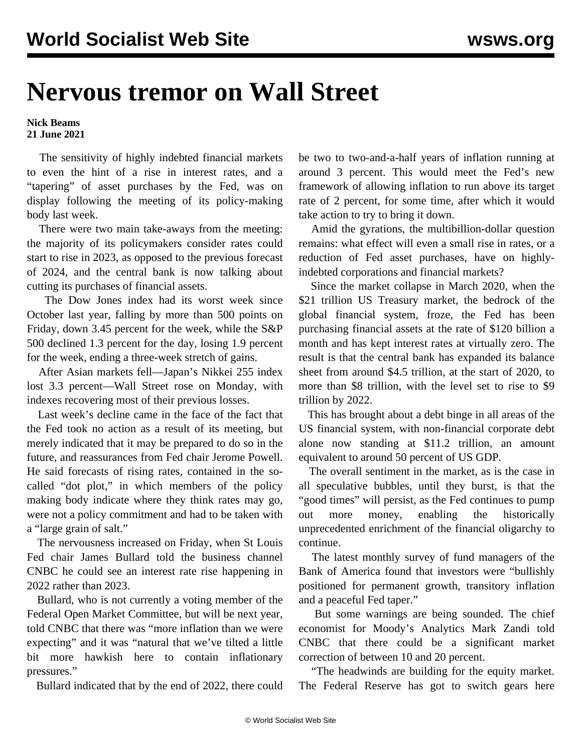# Nervous tremor on Wall Street

**Nick Beams**
**21 June 2021**

The sensitivity of highly indebted financial markets to even the hint of a rise in interest rates, and a "tapering" of asset purchases by the Fed, was on display following the meeting of its policy-making body last week.

There were two main take-aways from the meeting: the majority of its policymakers consider rates could start to rise in 2023, as opposed to the previous forecast of 2024, and the central bank is now talking about cutting its purchases of financial assets.

The Dow Jones index had its worst week since October last year, falling by more than 500 points on Friday, down 3.45 percent for the week, while the S&P 500 declined 1.3 percent for the day, losing 1.9 percent for the week, ending a three-week stretch of gains.

After Asian markets fell—Japan's Nikkei 255 index lost 3.3 percent—Wall Street rose on Monday, with indexes recovering most of their previous losses.

Last week's decline came in the face of the fact that the Fed took no action as a result of its meeting, but merely indicated that it may be prepared to do so in the future, and reassurances from Fed chair Jerome Powell. He said forecasts of rising rates, contained in the so-called "dot plot," in which members of the policy making body indicate where they think rates may go, were not a policy commitment and had to be taken with a "large grain of salt."

The nervousness increased on Friday, when St Louis Fed chair James Bullard told the business channel CNBC he could see an interest rate rise happening in 2022 rather than 2023.

Bullard, who is not currently a voting member of the Federal Open Market Committee, but will be next year, told CNBC that there was "more inflation than we were expecting" and it was "natural that we've tilted a little bit more hawkish here to contain inflationary pressures."

Bullard indicated that by the end of 2022, there could be two to two-and-a-half years of inflation running at around 3 percent. This would meet the Fed's new framework of allowing inflation to run above its target rate of 2 percent, for some time, after which it would take action to try to bring it down.

Amid the gyrations, the multibillion-dollar question remains: what effect will even a small rise in rates, or a reduction of Fed asset purchases, have on highly-indebted corporations and financial markets?

Since the market collapse in March 2020, when the $21 trillion US Treasury market, the bedrock of the global financial system, froze, the Fed has been purchasing financial assets at the rate of $120 billion a month and has kept interest rates at virtually zero. The result is that the central bank has expanded its balance sheet from around $4.5 trillion, at the start of 2020, to more than $8 trillion, with the level set to rise to $9 trillion by 2022.

This has brought about a debt binge in all areas of the US financial system, with non-financial corporate debt alone now standing at $11.2 trillion, an amount equivalent to around 50 percent of US GDP.

The overall sentiment in the market, as is the case in all speculative bubbles, until they burst, is that the "good times" will persist, as the Fed continues to pump out more money, enabling the historically unprecedented enrichment of the financial oligarchy to continue.

The latest monthly survey of fund managers of the Bank of America found that investors were "bullishly positioned for permanent growth, transitory inflation and a peaceful Fed taper."

But some warnings are being sounded. The chief economist for Moody's Analytics Mark Zandi told CNBC that there could be a significant market correction of between 10 and 20 percent.

"The headwinds are building for the equity market. The Federal Reserve has got to switch gears here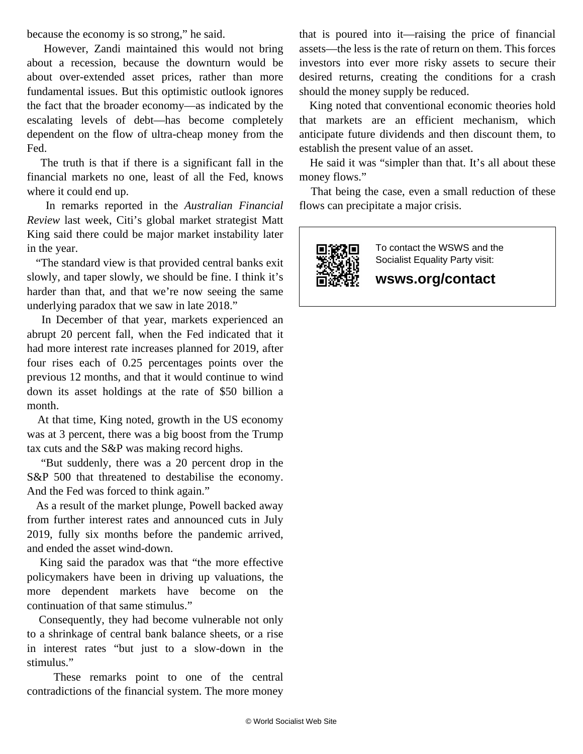because the economy is so strong," he said.

However, Zandi maintained this would not bring about a recession, because the downturn would be about over-extended asset prices, rather than more fundamental issues. But this optimistic outlook ignores the fact that the broader economy—as indicated by the escalating levels of debt—has become completely dependent on the flow of ultra-cheap money from the Fed.

The truth is that if there is a significant fall in the financial markets no one, least of all the Fed, knows where it could end up.

In remarks reported in the *Australian Financial Review* last week, Citi's global market strategist Matt King said there could be major market instability later in the year.

"The standard view is that provided central banks exit slowly, and taper slowly, we should be fine. I think it's harder than that, and that we're now seeing the same underlying paradox that we saw in late 2018."

In December of that year, markets experienced an abrupt 20 percent fall, when the Fed indicated that it had more interest rate increases planned for 2019, after four rises each of 0.25 percentages points over the previous 12 months, and that it would continue to wind down its asset holdings at the rate of $50 billion a month.

At that time, King noted, growth in the US economy was at 3 percent, there was a big boost from the Trump tax cuts and the S&P was making record highs.

"But suddenly, there was a 20 percent drop in the S&P 500 that threatened to destabilise the economy. And the Fed was forced to think again."

As a result of the market plunge, Powell backed away from further interest rates and announced cuts in July 2019, fully six months before the pandemic arrived, and ended the asset wind-down.

King said the paradox was that "the more effective policymakers have been in driving up valuations, the more dependent markets have become on the continuation of that same stimulus."

Consequently, they had become vulnerable not only to a shrinkage of central bank balance sheets, or a rise in interest rates "but just to a slow-down in the stimulus."

These remarks point to one of the central contradictions of the financial system. The more money that is poured into it—raising the price of financial assets—the less is the rate of return on them. This forces investors into ever more risky assets to secure their desired returns, creating the conditions for a crash should the money supply be reduced.

King noted that conventional economic theories hold that markets are an efficient mechanism, which anticipate future dividends and then discount them, to establish the present value of an asset.

He said it was "simpler than that. It's all about these money flows."

That being the case, even a small reduction of these flows can precipitate a major crisis.

To contact the WSWS and the Socialist Equality Party visit:

**wsws.org/contact**